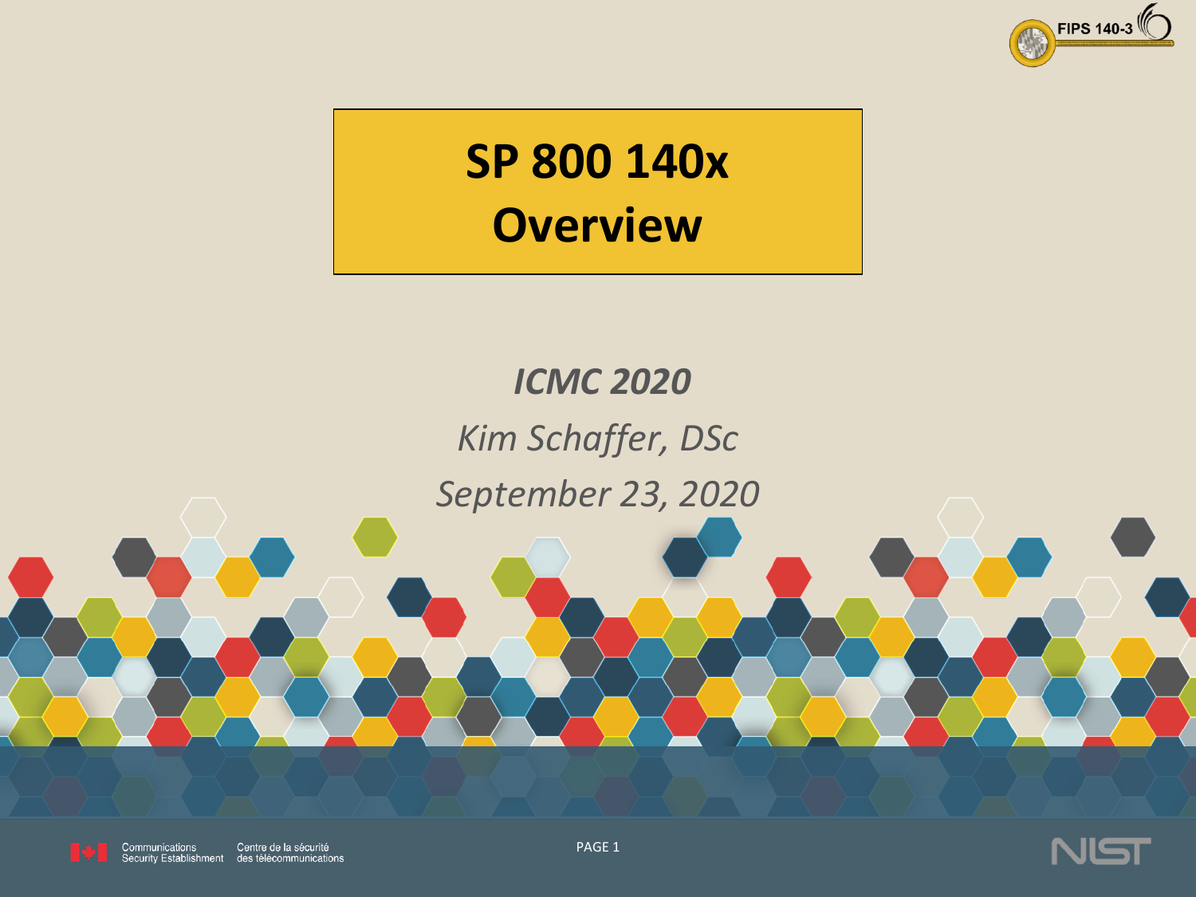# SP 800 140x Overview

*ICMC 2020*

*Kim Schaffer, DSc*

*September 23, 2020*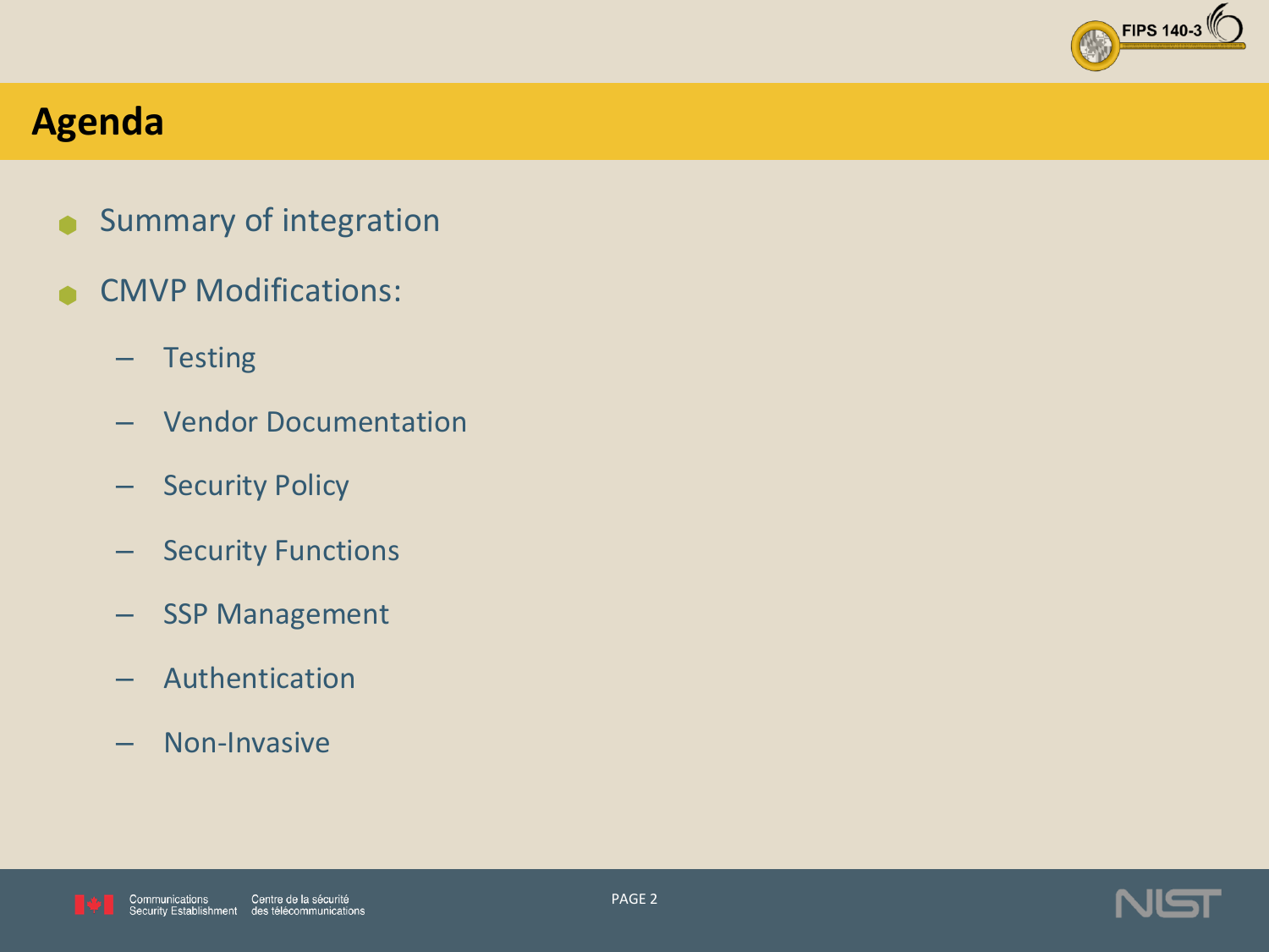# Agenda

- Summary of integration
- CMVP Modifications:
  - Testing
  - Vendor Documentation
  - Security Policy
  - Security Functions
  - SSP Management
  - Authentication
  - Non-Invasive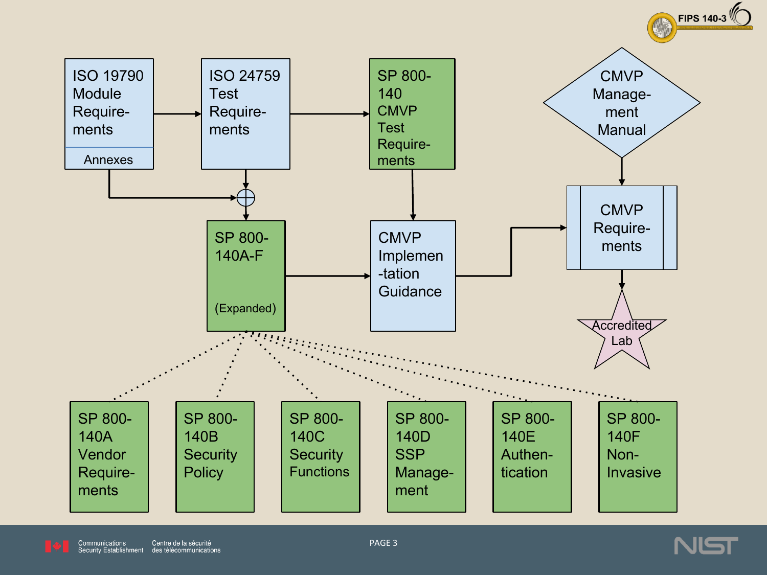ISO 19790 Module Requirements

Annexes

ISO 24759 Test Requirements

SP 800-140 CMVP Test Requirements

CMVP Management Manual

SP 800-140A-F

(Expanded)

CMVP Implementation Guidance

CMVP Requirements

Accredited Lab

SP 800-140A Vendor Requirements

SP 800-140B Security Policy

SP 800-140C Security Functions

SP 800-140D SSP Management

SP 800-140E Authentication

SP 800-140F Non-Invasive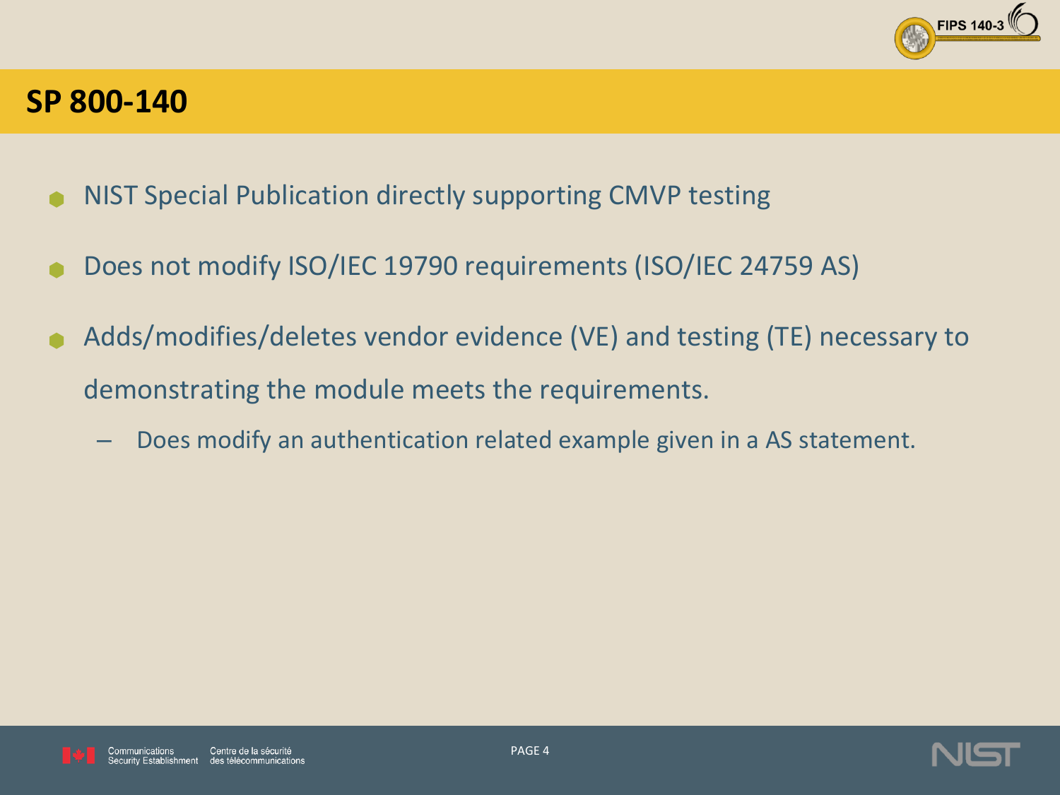# SP 800-140

- NIST Special Publication directly supporting CMVP testing
- Does not modify ISO/IEC 19790 requirements (ISO/IEC 24759 AS)
- Adds/modifies/deletes vendor evidence (VE) and testing (TE) necessary to demonstrating the module meets the requirements.
  - Does modify an authentication related example given in a AS statement.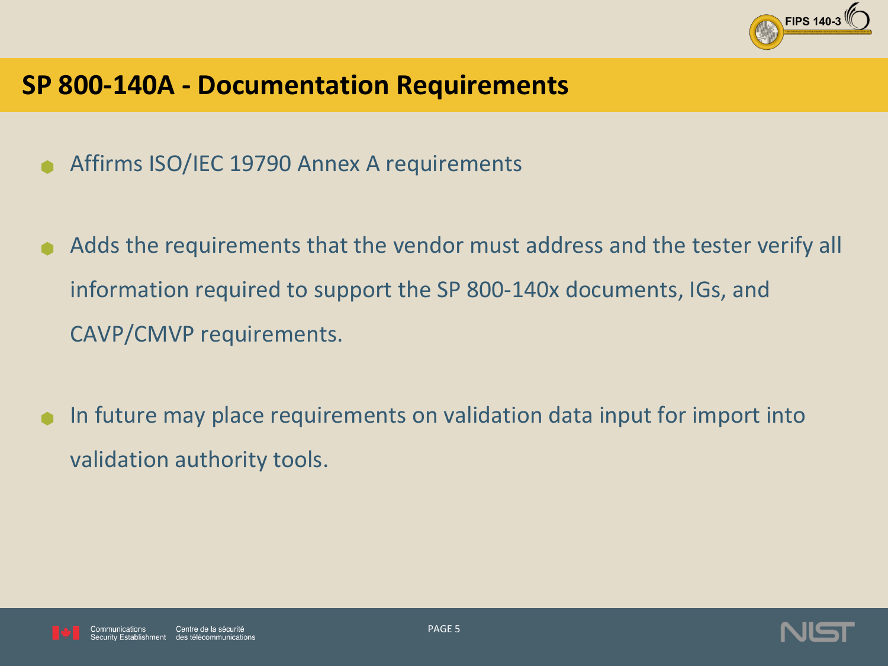## SP 800-140A - Documentation Requirements

- Affirms ISO/IEC 19790 Annex A requirements
- Adds the requirements that the vendor must address and the tester verify all information required to support the SP 800-140x documents, IGs, and CAVP/CMVP requirements.
- In future may place requirements on validation data input for import into validation authority tools.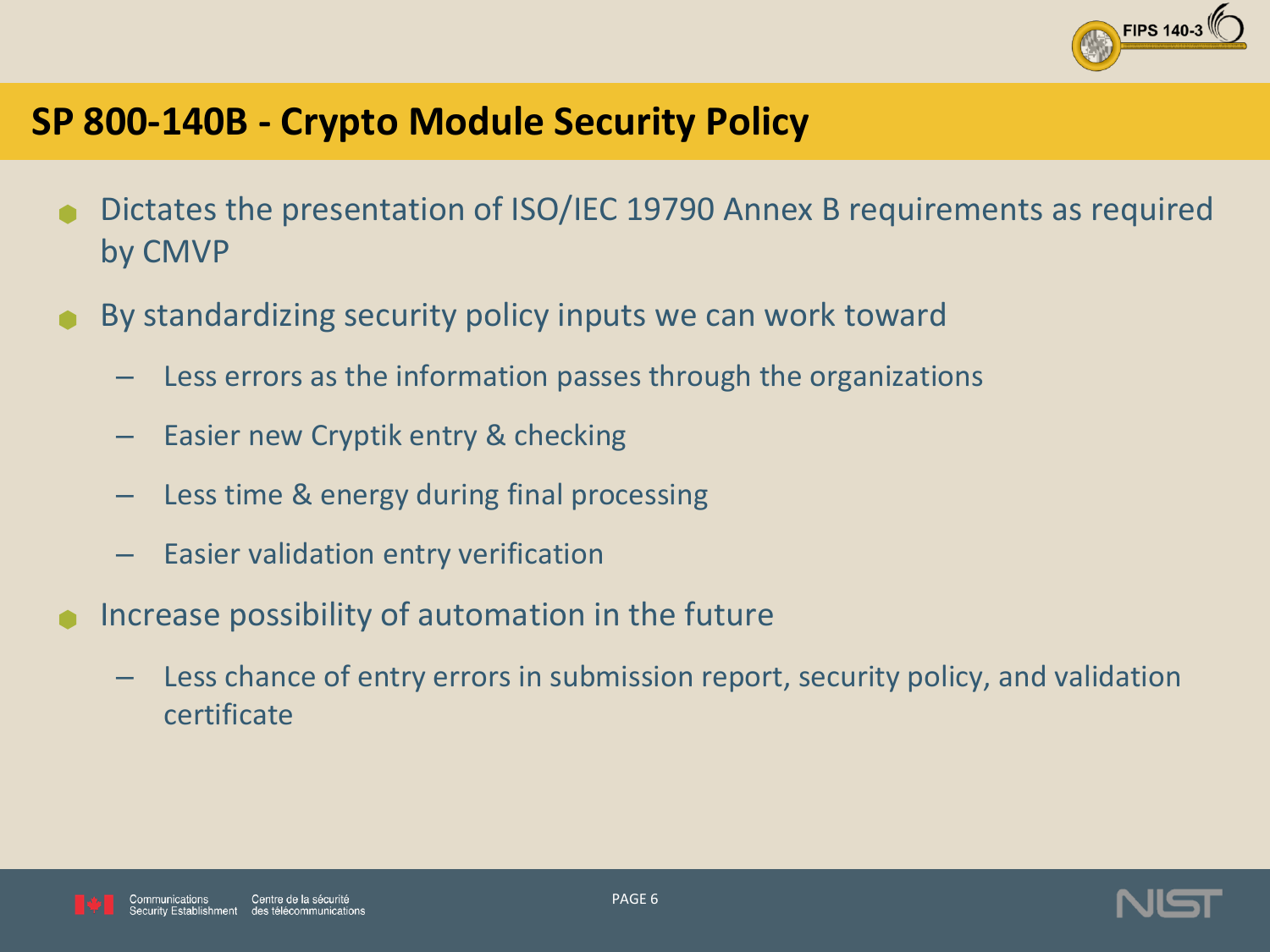# SP 800-140B - Crypto Module Security Policy

- Dictates the presentation of ISO/IEC 19790 Annex B requirements as required by CMVP
- By standardizing security policy inputs we can work toward
  - Less errors as the information passes through the organizations
  - Easier new Cryptik entry & checking
  - Less time & energy during final processing
  - Easier validation entry verification
- Increase possibility of automation in the future
  - Less chance of entry errors in submission report, security policy, and validation certificate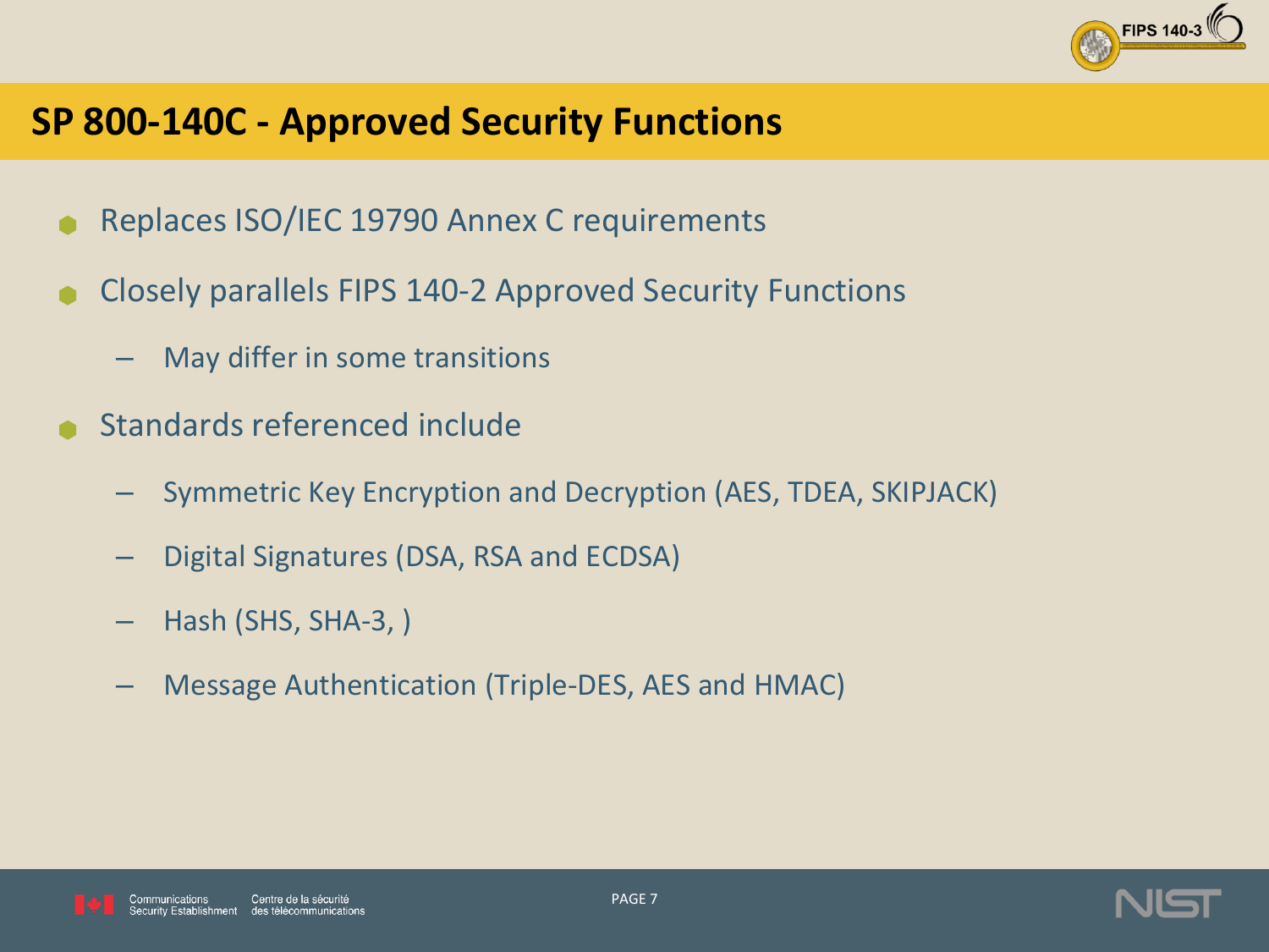# SP 800-140C - Approved Security Functions

- Replaces ISO/IEC 19790 Annex C requirements
- Closely parallels FIPS 140-2 Approved Security Functions
  - May differ in some transitions
- Standards referenced include
  - Symmetric Key Encryption and Decryption (AES, TDEA, SKIPJACK)
  - Digital Signatures (DSA, RSA and ECDSA)
  - Hash (SHS, SHA-3, )
  - Message Authentication (Triple-DES, AES and HMAC)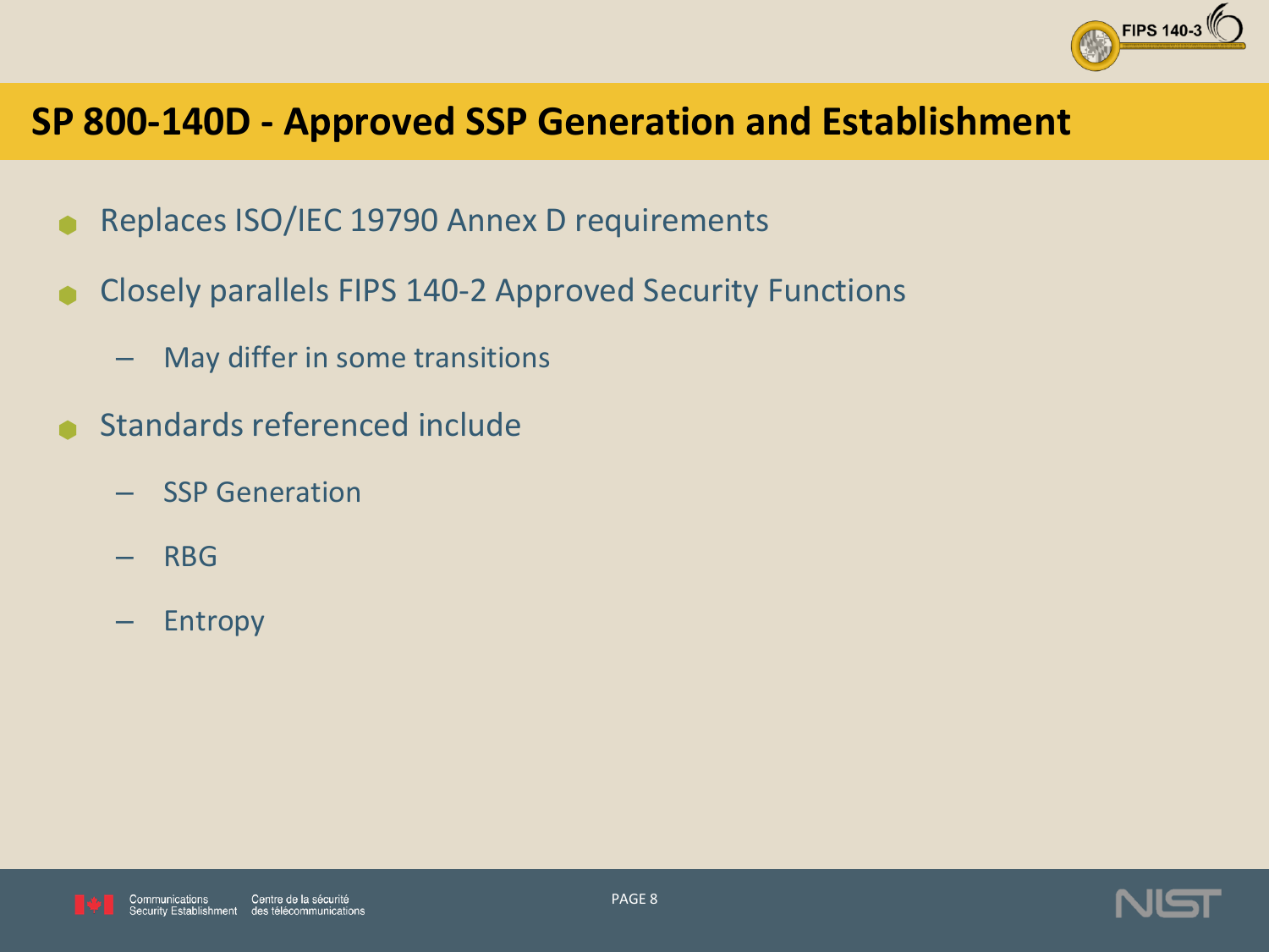# SP 800-140D - Approved SSP Generation and Establishment

- Replaces ISO/IEC 19790 Annex D requirements
- Closely parallels FIPS 140-2 Approved Security Functions
  - May differ in some transitions
- Standards referenced include
  - SSP Generation
  - RBG
  - Entropy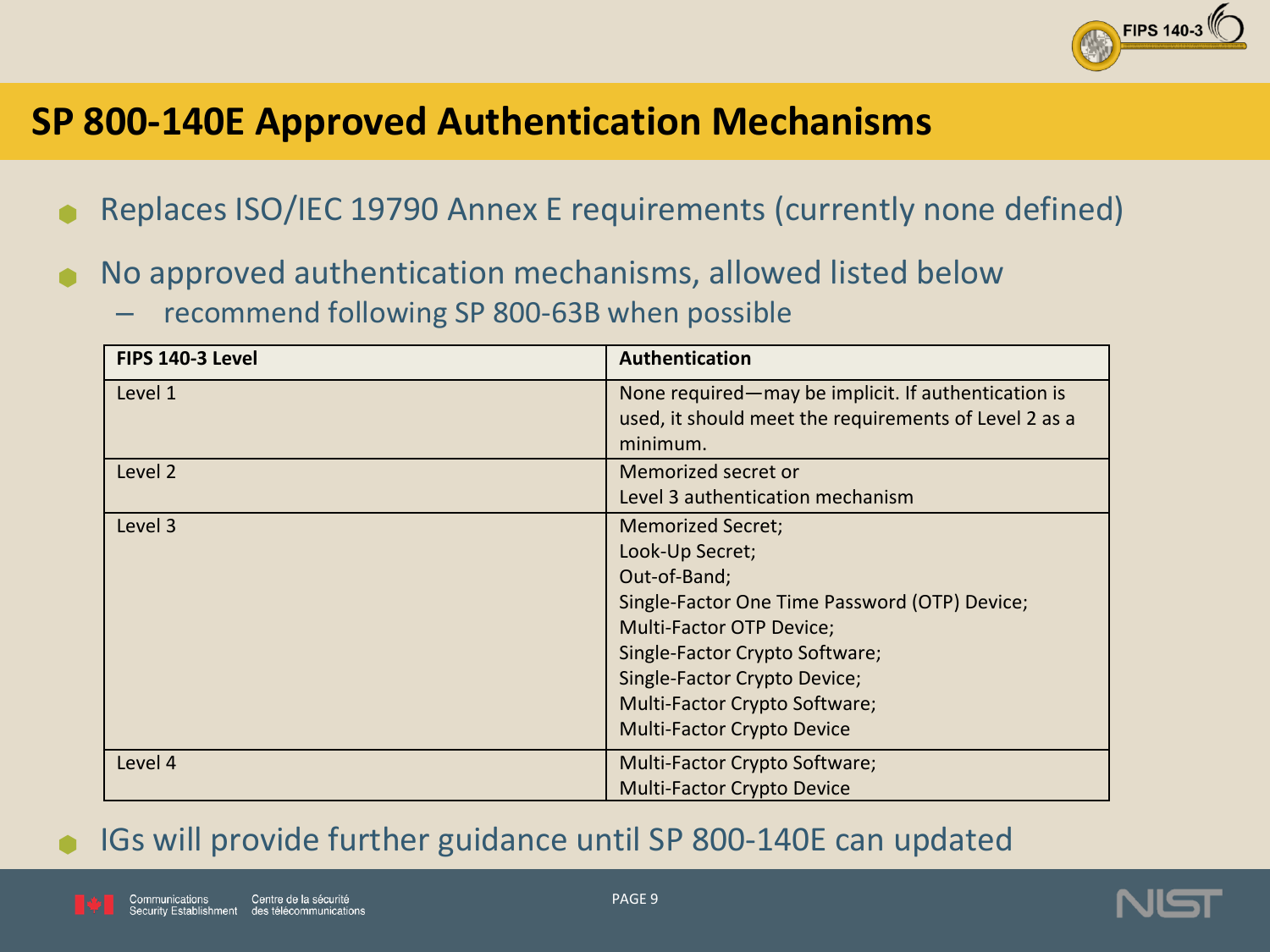# SP 800-140E Approved Authentication Mechanisms

- Replaces ISO/IEC 19790 Annex E requirements (currently none defined)
- No approved authentication mechanisms, allowed listed below
  - recommend following SP 800-63B when possible

| FIPS 140-3 Level | Authentication |
| --- | --- |
| Level 1 | None required—may be implicit. If authentication is used, it should meet the requirements of Level 2 as a minimum. |
| Level 2 | Memorized secret or<br>Level 3 authentication mechanism |
| Level 3 | Memorized Secret;<br>Look-Up Secret;<br>Out-of-Band;<br>Single-Factor One Time Password (OTP) Device;<br>Multi-Factor OTP Device;<br>Single-Factor Crypto Software;<br>Single-Factor Crypto Device;<br>Multi-Factor Crypto Software;<br>Multi-Factor Crypto Device |
| Level 4 | Multi-Factor Crypto Software;<br>Multi-Factor Crypto Device |

- IGs will provide further guidance until SP 800-140E can updated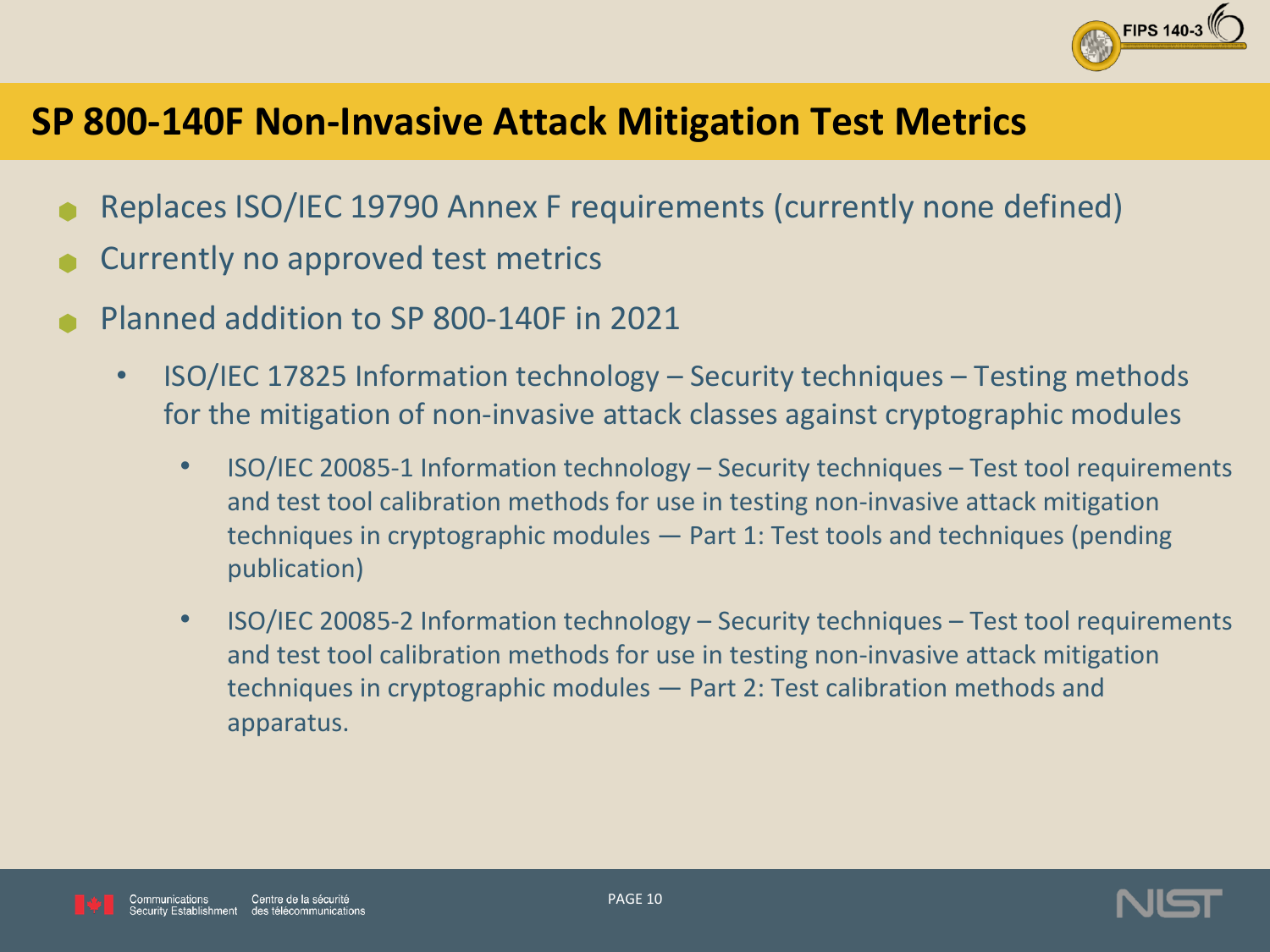# SP 800-140F Non-Invasive Attack Mitigation Test Metrics

- Replaces ISO/IEC 19790 Annex F requirements (currently none defined)
- Currently no approved test metrics
- Planned addition to SP 800-140F in 2021
  - ISO/IEC 17825 Information technology – Security techniques – Testing methods for the mitigation of non-invasive attack classes against cryptographic modules
    - ISO/IEC 20085-1 Information technology – Security techniques – Test tool requirements and test tool calibration methods for use in testing non-invasive attack mitigation techniques in cryptographic modules — Part 1: Test tools and techniques (pending publication)
    - ISO/IEC 20085-2 Information technology – Security techniques – Test tool requirements and test tool calibration methods for use in testing non-invasive attack mitigation techniques in cryptographic modules — Part 2: Test calibration methods and apparatus.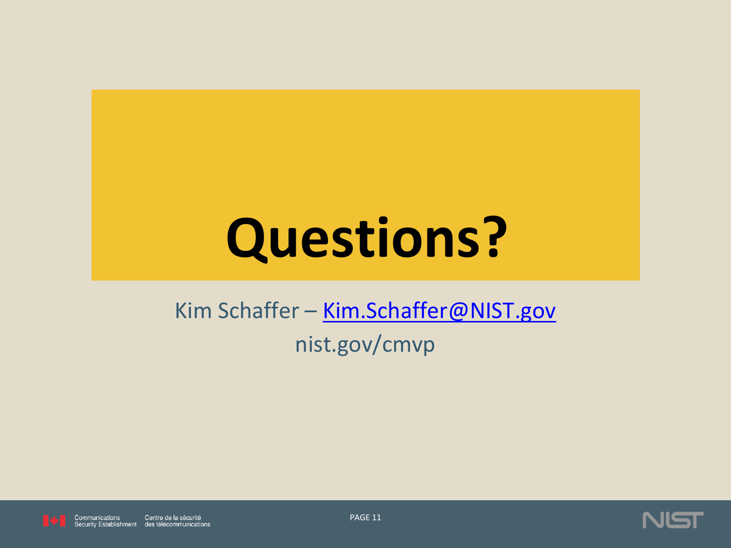# Questions?

Kim Schaffer – [Kim.Schaffer@NIST.gov](mailto:Kim.Schaffer@NIST.gov)

nist.gov/cmvp